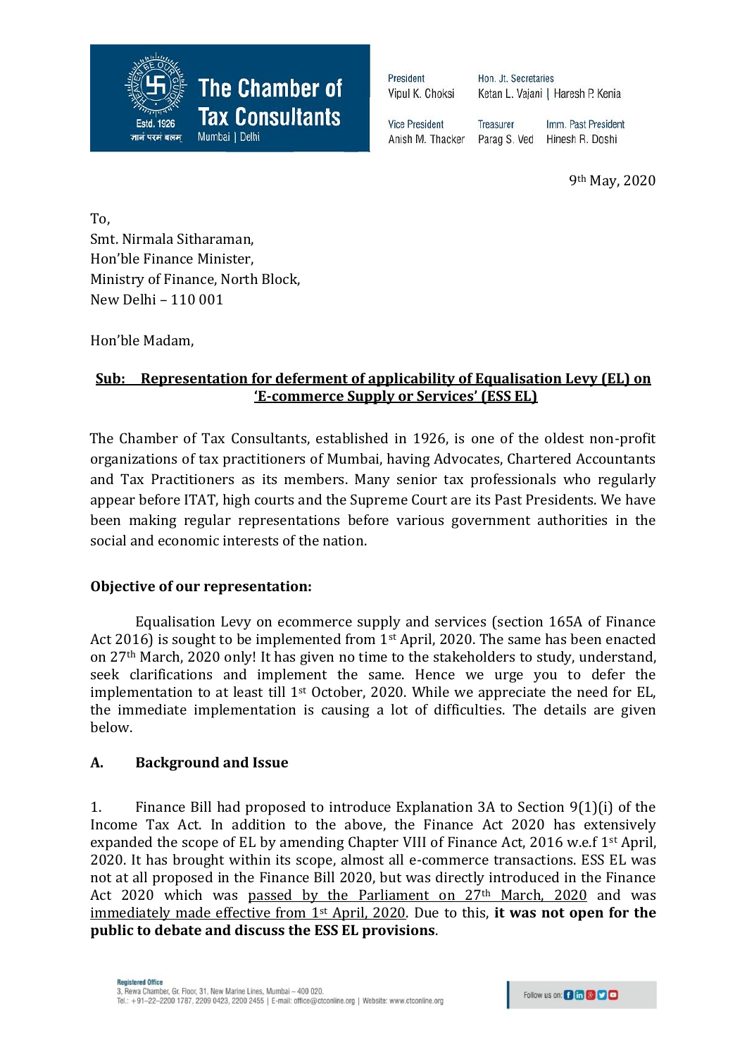**The Chamber of Tax Consultants**
Estd. 1926
Mumbai | Delhi

President: Vipul K. Choksi
Hon. Jt. Secretaries: Ketan L. Vajani | Haresh P. Kenia
Vice President: Anish M. Thacker
Treasurer: Parag S. Ved
Imm. Past President: Hinesh R. Doshi

9th May, 2020

To,
Smt. Nirmala Sitharaman,
Hon'ble Finance Minister,
Ministry of Finance, North Block,
New Delhi – 110 001

Hon'ble Madam,

**Sub: Representation for deferment of applicability of Equalisation Levy (EL) on 'E-commerce Supply or Services' (ESS EL)**

The Chamber of Tax Consultants, established in 1926, is one of the oldest non-profit organizations of tax practitioners of Mumbai, having Advocates, Chartered Accountants and Tax Practitioners as its members. Many senior tax professionals who regularly appear before ITAT, high courts and the Supreme Court are its Past Presidents. We have been making regular representations before various government authorities in the social and economic interests of the nation.

**Objective of our representation:**

Equalisation Levy on ecommerce supply and services (section 165A of Finance Act 2016) is sought to be implemented from 1st April, 2020. The same has been enacted on 27th March, 2020 only! It has given no time to the stakeholders to study, understand, seek clarifications and implement the same. Hence we urge you to defer the implementation to at least till 1st October, 2020. While we appreciate the need for EL, the immediate implementation is causing a lot of difficulties. The details are given below.

**A. Background and Issue**

1. Finance Bill had proposed to introduce Explanation 3A to Section 9(1)(i) of the Income Tax Act. In addition to the above, the Finance Act 2020 has extensively expanded the scope of EL by amending Chapter VIII of Finance Act, 2016 w.e.f 1st April, 2020. It has brought within its scope, almost all e-commerce transactions. ESS EL was not at all proposed in the Finance Bill 2020, but was directly introduced in the Finance Act 2020 which was passed by the Parliament on 27th March, 2020 and was immediately made effective from 1st April, 2020. Due to this, **it was not open for the public to debate and discuss the ESS EL provisions**.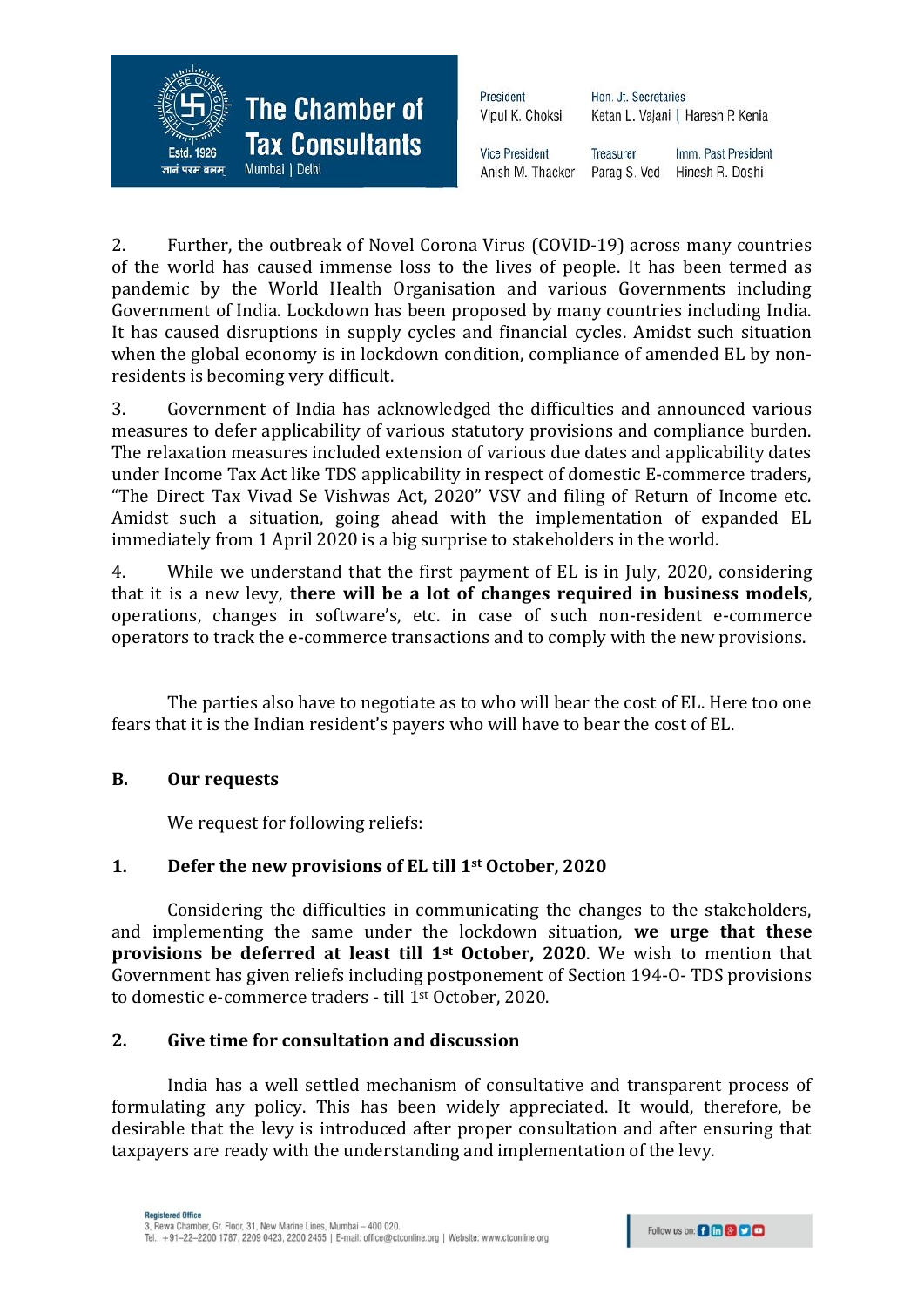2. Further, the outbreak of Novel Corona Virus (COVID-19) across many countries of the world has caused immense loss to the lives of people. It has been termed as pandemic by the World Health Organisation and various Governments including Government of India. Lockdown has been proposed by many countries including India. It has caused disruptions in supply cycles and financial cycles. Amidst such situation when the global economy is in lockdown condition, compliance of amended EL by non-residents is becoming very difficult.

3. Government of India has acknowledged the difficulties and announced various measures to defer applicability of various statutory provisions and compliance burden. The relaxation measures included extension of various due dates and applicability dates under Income Tax Act like TDS applicability in respect of domestic E-commerce traders, "The Direct Tax Vivad Se Vishwas Act, 2020" VSV and filing of Return of Income etc. Amidst such a situation, going ahead with the implementation of expanded EL immediately from 1 April 2020 is a big surprise to stakeholders in the world.

4. While we understand that the first payment of EL is in July, 2020, considering that it is a new levy, **there will be a lot of changes required in business models**, operations, changes in software's, etc. in case of such non-resident e-commerce operators to track the e-commerce transactions and to comply with the new provisions.

The parties also have to negotiate as to who will bear the cost of EL. Here too one fears that it is the Indian resident's payers who will have to bear the cost of EL.

## B. Our requests

We request for following reliefs:

### 1. Defer the new provisions of EL till 1st October, 2020

Considering the difficulties in communicating the changes to the stakeholders, and implementing the same under the lockdown situation, **we urge that these provisions be deferred at least till 1st October, 2020**. We wish to mention that Government has given reliefs including postponement of Section 194-O- TDS provisions to domestic e-commerce traders - till 1st October, 2020.

### 2. Give time for consultation and discussion

India has a well settled mechanism of consultative and transparent process of formulating any policy. This has been widely appreciated. It would, therefore, be desirable that the levy is introduced after proper consultation and after ensuring that taxpayers are ready with the understanding and implementation of the levy.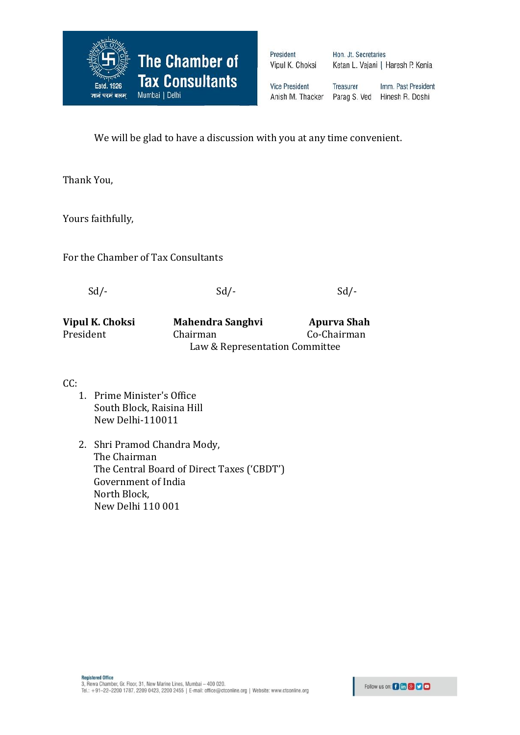We will be glad to have a discussion with you at any time convenient.

Thank You,

Yours faithfully,

For the Chamber of Tax Consultants

| Sd/- | Sd/- | Sd/- |
|---|---|---|
| **Vipul K. Choksi** | **Mahendra Sanghvi** | **Apurva Shah** |
| President | Chairman | Co-Chairman |

Law & Representation Committee

CC:

1. Prime Minister's Office
   South Block, Raisina Hill
   New Delhi-110011

2. Shri Pramod Chandra Mody,
   The Chairman
   The Central Board of Direct Taxes ('CBDT')
   Government of India
   North Block,
   New Delhi 110 001